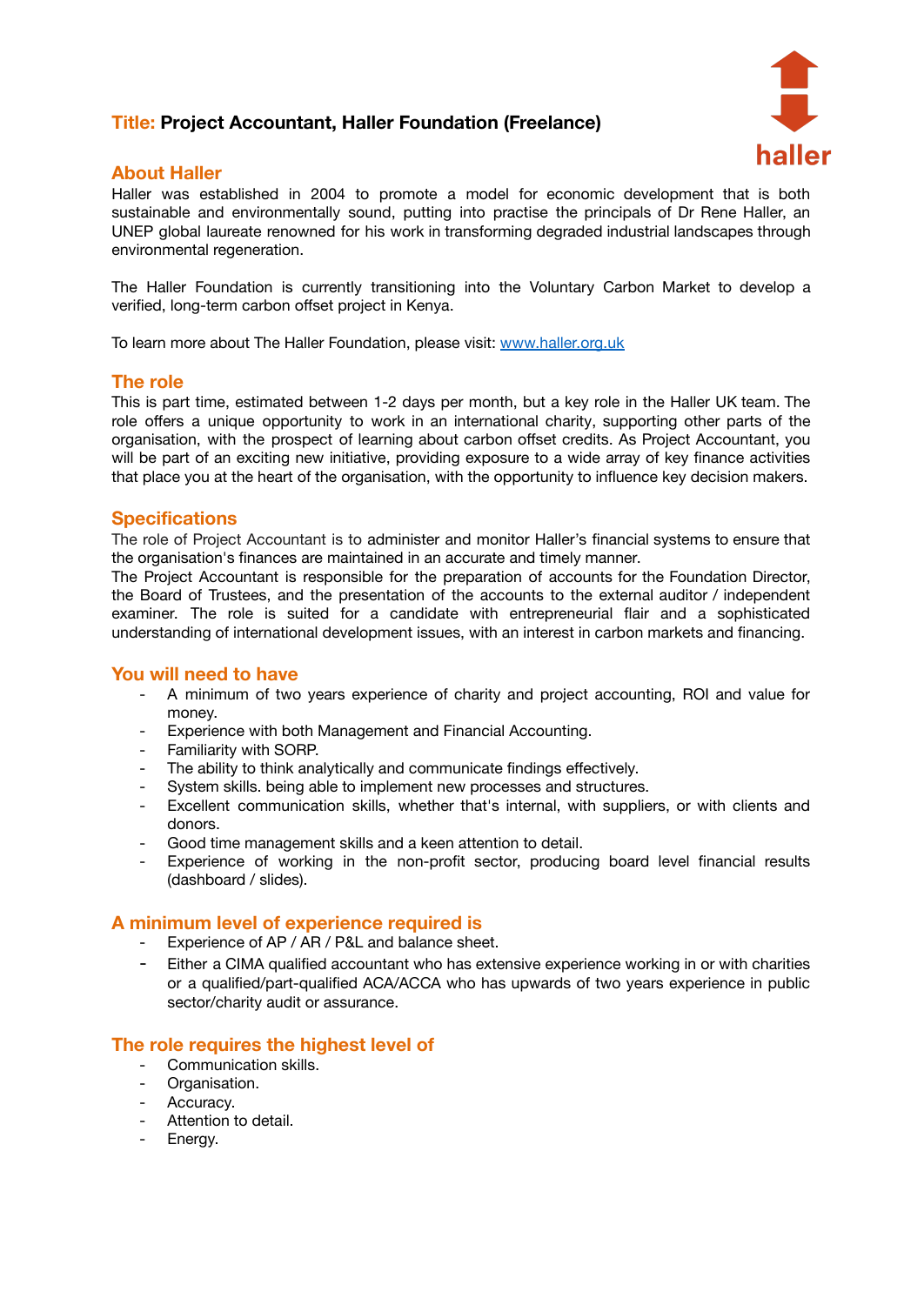# **Title:** Project Accountant, Haller Foundation (Freelance)

haller

## About Haller

Haller was established in 2004 to promote a model for economic development that is both sustainable and environmentally sound, putting into practise the principals of Dr Rene Haller, an UNEP global laureate renowned for his work in transforming degraded industrial landscapes through environmental regeneration.

The Haller Foundation is currently transitioning into the Voluntary Carbon Market to develop a verified, long-term carbon offset project in Kenya.

To learn more about The Haller Foundation, please visit: [www.haller.org.uk](http://www.haller.org.uk)

## The role

This is part time, estimated between 1-2 days per month, but a key role in the Haller UK team. The role offers a unique opportunity to work in an international charity, supporting other parts of the organisation, with the prospect of learning about carbon offset credits. As Project Accountant, you will be part of an exciting new initiative, providing exposure to a wide array of key finance activities that place you at the heart of the organisation, with the opportunity to influence key decision makers.

## Specifications

The role of Project Accountant is to administer and monitor Haller's financial systems to ensure that the organisation's finances are maintained in an accurate and timely manner.

The Project Accountant is responsible for the preparation of accounts for the Foundation Director, the Board of Trustees, and the presentation of the accounts to the external auditor / independent examiner. The role is suited for a candidate with entrepreneurial flair and a sophisticated understanding of international development issues, with an interest in carbon markets and financing.

## You will need to have

- A minimum of two years experience of charity and project accounting, ROI and value for money.
- Experience with both Management and Financial Accounting.
- Familiarity with SORP.
- The ability to think analytically and communicate findings effectively.
- System skills. being able to implement new processes and structures.
- Excellent communication skills, whether that's internal, with suppliers, or with clients and donors.
- Good time management skills and a keen attention to detail.
- Experience of working in the non-profit sector, producing board level financial results (dashboard / slides).

## A minimum level of experience required is

- Experience of AP / AR / P&L and balance sheet.
- Either a CIMA qualified accountant who has extensive experience working in or with charities or a qualified/part-qualified ACA/ACCA who has upwards of two years experience in public sector/charity audit or assurance.

## The role requires the highest level of

- Communication skills.
- Organisation.
- Accuracy.
- Attention to detail.
- Energy.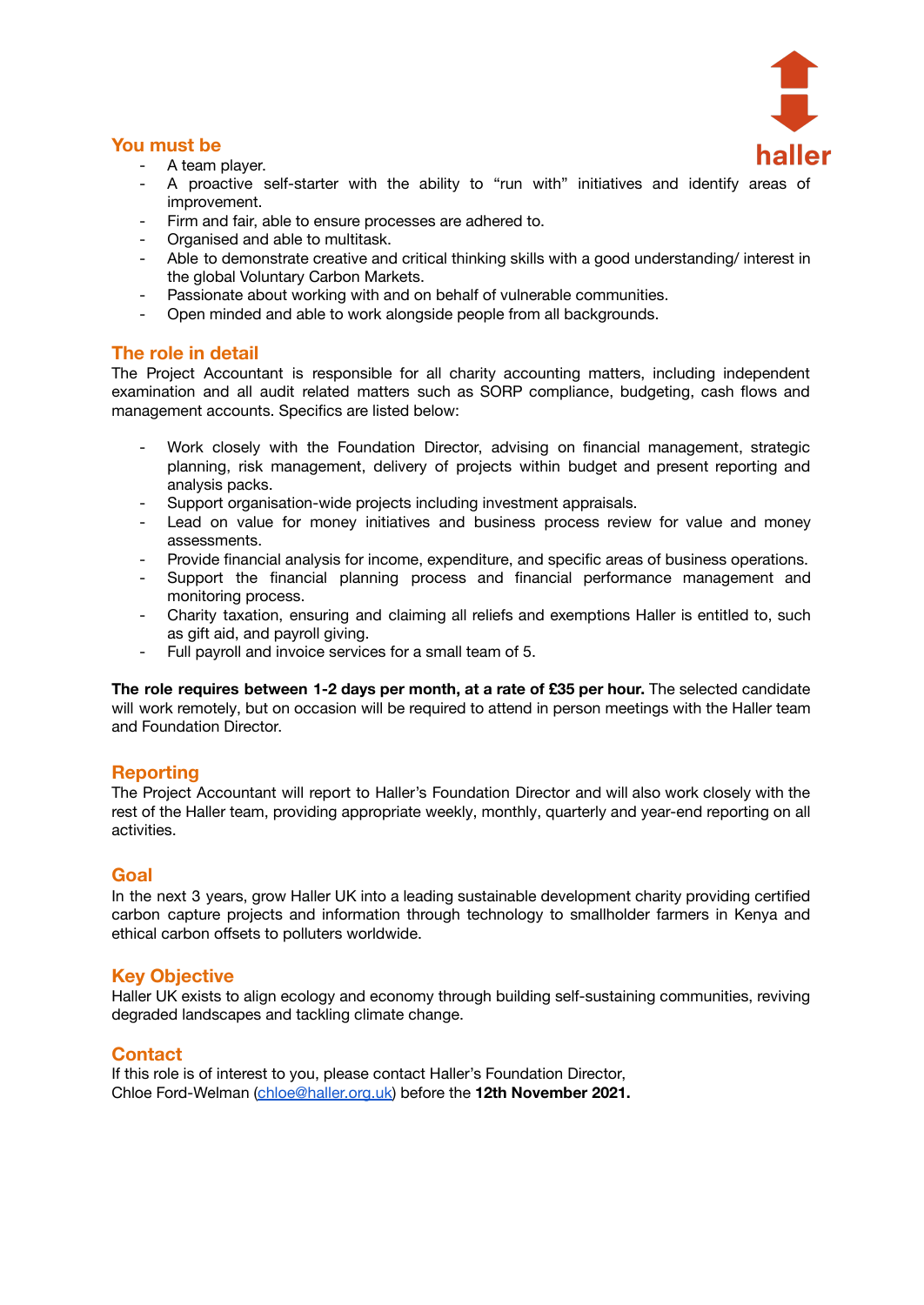haller

## You must be

- A team player.
- A proactive self-starter with the ability to "run with" initiatives and identify areas of improvement.
- Firm and fair, able to ensure processes are adhered to.
- Organised and able to multitask.
- Able to demonstrate creative and critical thinking skills with a good understanding/ interest in the global Voluntary Carbon Markets.
- Passionate about working with and on behalf of vulnerable communities.
- Open minded and able to work alongside people from all backgrounds.

## The role in detail

The Project Accountant is responsible for all charity accounting matters, including independent examination and all audit related matters such as SORP compliance, budgeting, cash flows and management accounts. Specifics are listed below:

- Work closely with the Foundation Director, advising on financial management, strategic planning, risk management, delivery of projects within budget and present reporting and analysis packs.
- Support organisation-wide projects including investment appraisals.
- Lead on value for money initiatives and business process review for value and money assessments.
- Provide financial analysis for income, expenditure, and specific areas of business operations.
- Support the financial planning process and financial performance management and monitoring process.
- Charity taxation, ensuring and claiming all reliefs and exemptions Haller is entitled to, such as gift aid, and payroll giving.
- Full payroll and invoice services for a small team of 5.

**The role requires between 1-2 days per month, at a rate of £35 per hour.** The selected candidate will work remotely, but on occasion will be required to attend in person meetings with the Haller team and Foundation Director.

## Reporting

The Project Accountant will report to Haller's Foundation Director and will also work closely with the rest of the Haller team, providing appropriate weekly, monthly, quarterly and year-end reporting on all activities.

## Goal

In the next 3 years, grow Haller UK into a leading sustainable development charity providing certified carbon capture projects and information through technology to smallholder farmers in Kenya and ethical carbon offsets to polluters worldwide.

## Key Objective

Haller UK exists to align ecology and economy through building self-sustaining communities, reviving degraded landscapes and tackling climate change.

## Contact

If this role is of interest to you, please contact Haller's Foundation Director,
Chloe Ford-Welman (chloe@haller.org.uk) before the **12th November 2021.**